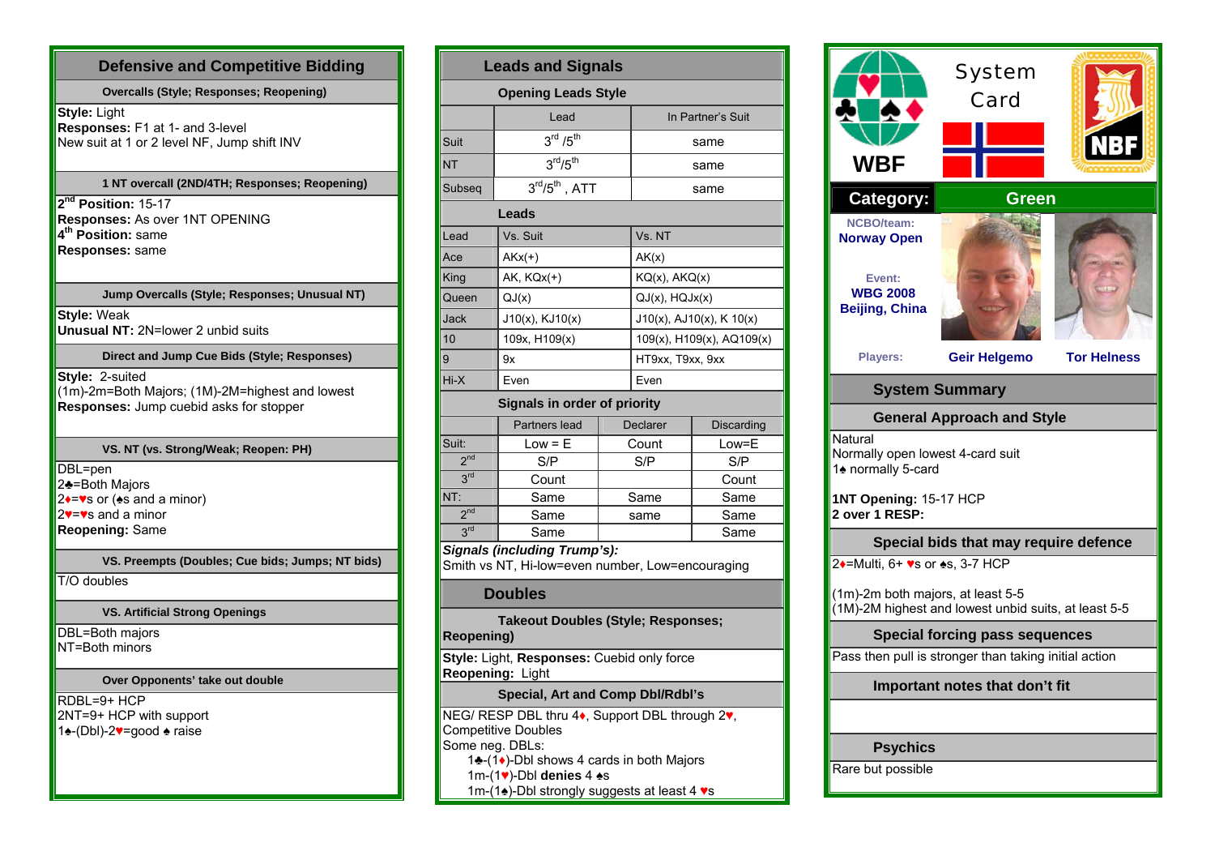## Defensive and Competitive Bidding

### Overcalls (Style; Responses; Reopening)

**Style:** Light
**Responses:** F1 at 1- and 3-level
New suit at 1 or 2 level NF, Jump shift INV

### 1 NT overcall (2ND/4TH; Responses; Reopening)

**2nd Position:** 15-17
**Responses:** As over 1NT OPENING
**4th Position:** same
**Responses:** same

### Jump Overcalls (Style; Responses; Unusual NT)

**Style:** Weak
**Unusual NT:** 2N=lower 2 unbid suits

### Direct and Jump Cue Bids (Style; Responses)

**Style:** 2-suited
(1m)-2m=Both Majors; (1M)-2M=highest and lowest
**Responses:** Jump cuebid asks for stopper

### VS. NT (vs. Strong/Weak; Reopen: PH)

DBL=pen
2♣=Both Majors
2♦=♥s or (♠s and a minor)
2♥=♥s and a minor
**Reopening:** Same

### VS. Preempts (Doubles; Cue bids; Jumps; NT bids)

T/O doubles

### VS. Artificial Strong Openings

DBL=Both majors
NT=Both minors

### Over Opponents' take out double

RDBL=9+ HCP
2NT=9+ HCP with support
1♠-(Dbl)-2♥=good ♠ raise

## Leads and Signals

### Opening Leads Style

| | Lead | In Partner's Suit |
|---|---|---|
| Suit | 3rd /5th | same |
| NT | 3rd/5th | same |
| Subseq | 3rd/5th , ATT | same |

### Leads

| Lead | Vs. Suit | Vs. NT |
|---|---|---|
| Ace | AKx(+) | AK(x) |
| King | AK, KQx(+) | KQ(x), AKQ(x) |
| Queen | QJ(x) | QJ(x), HQJx(x) |
| Jack | J10(x), KJ10(x) | J10(x), AJ10(x), K 10(x) |
| 10 | 109x, H109(x) | 109(x), H109(x), AQ109(x) |
| 9 | 9x | HT9xx, T9xx, 9xx |
| Hi-X | Even | Even |

### Signals in order of priority

| | Partners lead | Declarer | Discarding |
|---|---|---|---|
| Suit: | Low = E | Count | Low=E |
| 2nd | S/P | S/P | S/P |
| 3rd | Count | | Count |
| NT: | Same | Same | Same |
| 2nd | Same | same | Same |
| 3rd | Same | | Same |

***Signals (including Trump's):***
Smith vs NT, Hi-low=even number, Low=encouraging

## Doubles

### Takeout Doubles (Style; Responses; Reopening)

**Style:** Light, **Responses:** Cuebid only force
**Reopening:** Light

### Special, Art and Comp Dbl/Rdbl's

NEG/ RESP DBL thru 4♦, Support DBL through 2♥,
Competitive Doubles
Some neg. DBLs:
- 1♣-(1♦)-Dbl shows 4 cards in both Majors
- 1m-(1♥)-Dbl **denies** 4 ♠s
- 1m-(1♠)-Dbl strongly suggests at least 4 ♥s

## WBF System Card — NBF

**Category:** Green

**NCBO/team:** Norway Open

**Event:** WBG 2008 Beijing, China

**Players:** Geir Helgemo, Tor Helness

## System Summary

### General Approach and Style

Natural
Normally open lowest 4-card suit
1♠ normally 5-card

**1NT Opening:** 15-17 HCP
**2 over 1 RESP:**

### Special bids that may require defence

2♦=Multi, 6+ ♥s or ♠s, 3-7 HCP

(1m)-2m both majors, at least 5-5
(1M)-2M highest and lowest unbid suits, at least 5-5

### Special forcing pass sequences

Pass then pull is stronger than taking initial action

### Important notes that don't fit

### Psychics

Rare but possible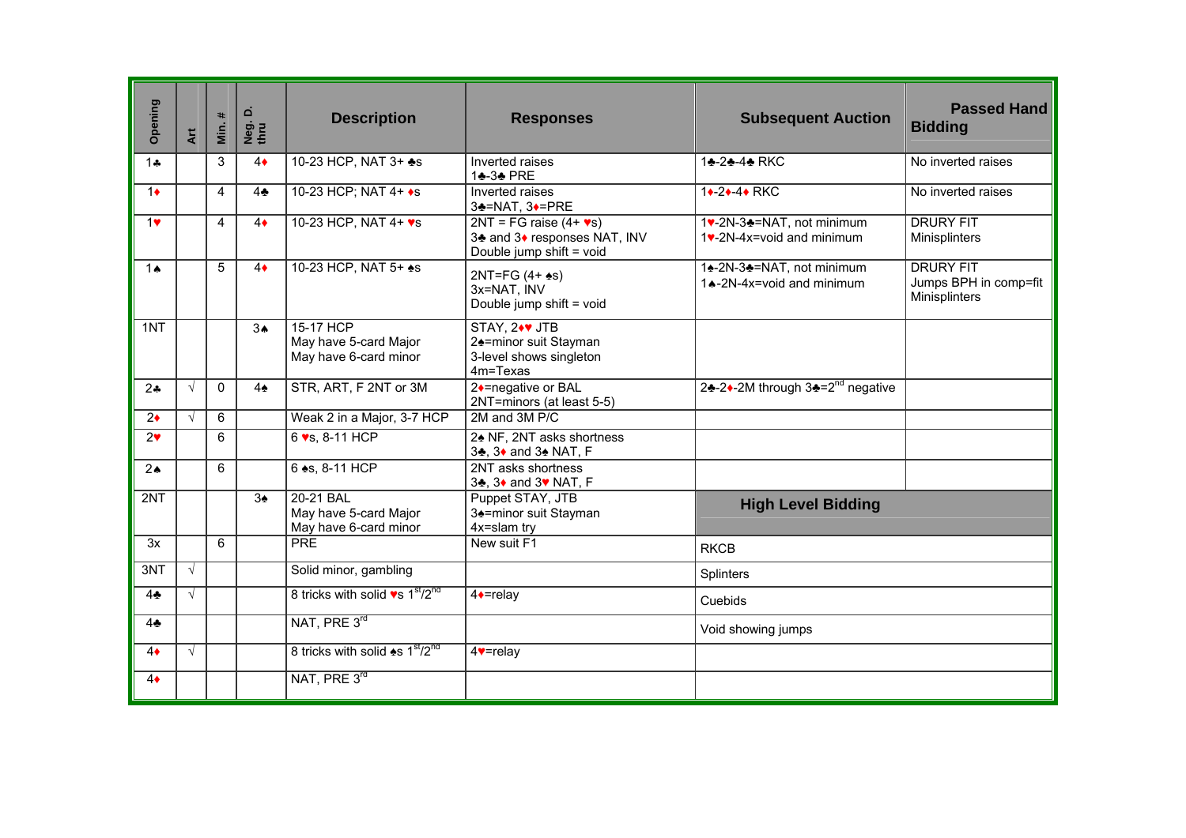| Opening | Art | Min. # | Neg. D. thru | Description | Responses | Subsequent Auction | Passed Hand Bidding |
|---|---|---|---|---|---|---|---|
| 1♣ | | 3 | 4♦ | 10-23 HCP, NAT 3+ ♣s | Inverted raises<br>1♣-3♣ PRE | 1♣-2♣-4♣ RKC | No inverted raises |
| 1♦ | | 4 | 4♣ | 10-23 HCP; NAT 4+ ♦s | Inverted raises<br>3♣=NAT, 3♦=PRE | 1♦-2♦-4♦ RKC | No inverted raises |
| 1♥ | | 4 | 4♦ | 10-23 HCP, NAT 4+ ♥s | 2NT = FG raise (4+ ♥s)<br>3♣ and 3♦ responses NAT, INV<br>Double jump shift = void | 1♥-2N-3♣=NAT, not minimum<br>1♥-2N-4x=void and minimum | DRURY FIT<br>Minisplinters |
| 1♠ | | 5 | 4♦ | 10-23 HCP, NAT 5+ ♠s | 2NT=FG (4+ ♠s)<br>3x=NAT, INV<br>Double jump shift = void | 1♠-2N-3♣=NAT, not minimum<br>1♠-2N-4x=void and minimum | DRURY FIT<br>Jumps BPH in comp=fit<br>Minisplinters |
| 1NT | | | 3♠ | 15-17 HCP<br>May have 5-card Major<br>May have 6-card minor | STAY, 2♦♥ JTB<br>2♠=minor suit Stayman<br>3-level shows singleton<br>4m=Texas | | |
| 2♣ | √ | 0 | 4♠ | STR, ART, F 2NT or 3M | 2♦=negative or BAL<br>2NT=minors (at least 5-5) | 2♣-2♦-2M through 3♣=2nd negative | |
| 2♦ | √ | 6 | | Weak 2 in a Major, 3-7 HCP | 2M and 3M P/C | | |
| 2♥ | | 6 | | 6 ♥s, 8-11 HCP | 2♠ NF, 2NT asks shortness<br>3♣, 3♦ and 3♠ NAT, F | | |
| 2♠ | | 6 | | 6 ♠s, 8-11 HCP | 2NT asks shortness<br>3♣, 3♦ and 3♥ NAT, F | | |
| 2NT | | | 3♠ | 20-21 BAL<br>May have 5-card Major<br>May have 6-card minor | Puppet STAY, JTB<br>3♠=minor suit Stayman<br>4x=slam try | **High Level Bidding** | |
| 3x | | 6 | | PRE | New suit F1 | RKCB | |
| 3NT | √ | | | Solid minor, gambling | | Splinters | |
| 4♣ | √ | | | 8 tricks with solid ♥s 1st/2nd | 4♦=relay | Cuebids | |
| 4♣ | | | | NAT, PRE 3rd | | Void showing jumps | |
| 4♦ | √ | | | 8 tricks with solid ♠s 1st/2nd | 4♥=relay | | |
| 4♦ | | | | NAT, PRE 3rd | | | |